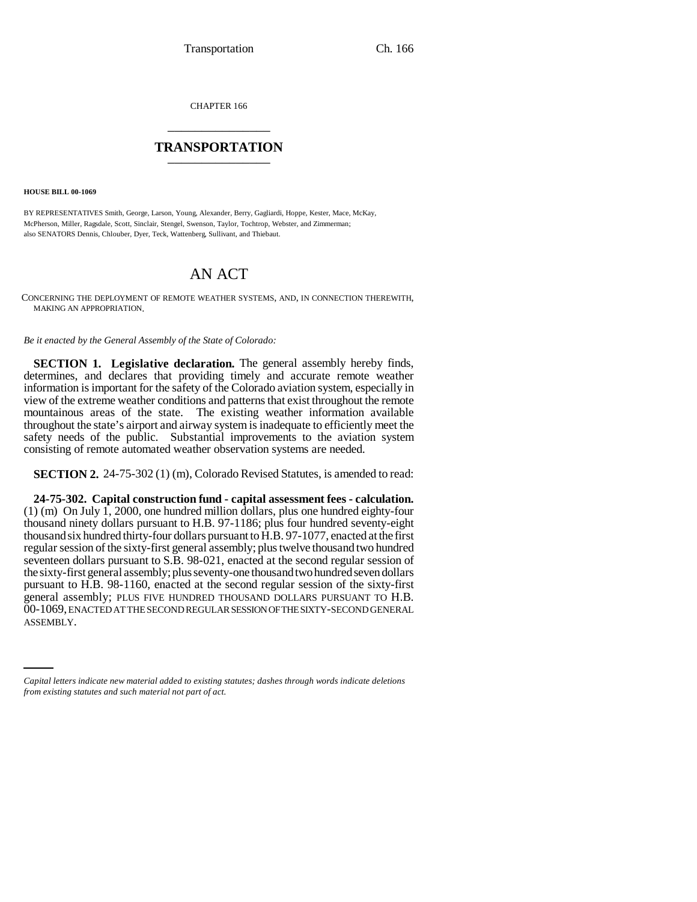CHAPTER 166

# TRANSPORTATION

**HOUSE BILL 00-1069**

BY REPRESENTATIVES Smith, George, Larson, Young, Alexander, Berry, Gagliardi, Hoppe, Kester, Mace, McKay, McPherson, Miller, Ragsdale, Scott, Sinclair, Stengel, Swenson, Taylor, Tochtrop, Webster, and Zimmerman;
also SENATORS Dennis, Chlouber, Dyer, Teck, Wattenberg, Sullivant, and Thiebaut.

# AN ACT

CONCERNING THE DEPLOYMENT OF REMOTE WEATHER SYSTEMS, AND, IN CONNECTION THEREWITH, MAKING AN APPROPRIATION.

*Be it enacted by the General Assembly of the State of Colorado:*

**SECTION 1. Legislative declaration.** The general assembly hereby finds, determines, and declares that providing timely and accurate remote weather information is important for the safety of the Colorado aviation system, especially in view of the extreme weather conditions and patterns that exist throughout the remote mountainous areas of the state. The existing weather information available throughout the state's airport and airway system is inadequate to efficiently meet the safety needs of the public. Substantial improvements to the aviation system consisting of remote automated weather observation systems are needed.

**SECTION 2.** 24-75-302 (1) (m), Colorado Revised Statutes, is amended to read:

**24-75-302. Capital construction fund - capital assessment fees - calculation.** (1) (m) On July 1, 2000, one hundred million dollars, plus one hundred eighty-four thousand ninety dollars pursuant to H.B. 97-1186; plus four hundred seventy-eight thousand six hundred thirty-four dollars pursuant to H.B. 97-1077, enacted at the first regular session of the sixty-first general assembly; plus twelve thousand two hundred seventeen dollars pursuant to S.B. 98-021, enacted at the second regular session of the sixty-first general assembly; plus seventy-one thousand two hundred seven dollars pursuant to H.B. 98-1160, enacted at the second regular session of the sixty-first general assembly; PLUS FIVE HUNDRED THOUSAND DOLLARS PURSUANT TO H.B. 00-1069, ENACTED AT THE SECOND REGULAR SESSION OF THE SIXTY-SECOND GENERAL ASSEMBLY.

*Capital letters indicate new material added to existing statutes; dashes through words indicate deletions from existing statutes and such material not part of act.*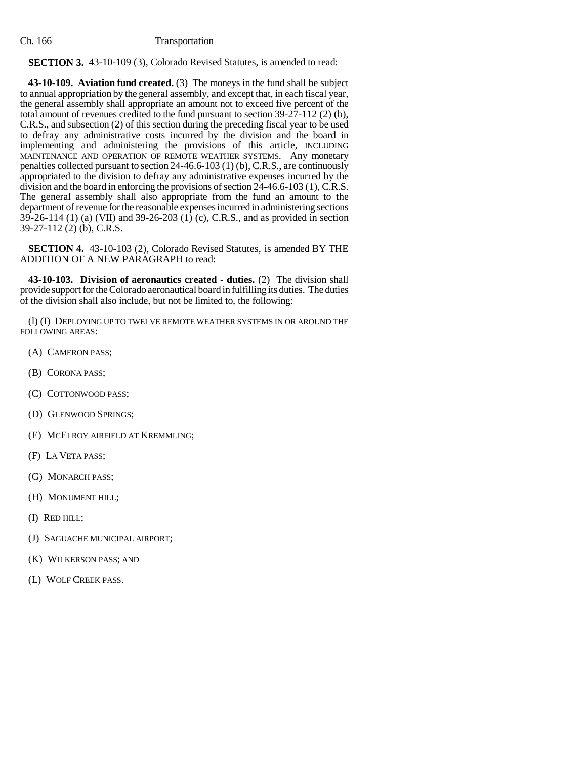**SECTION 3.** 43-10-109 (3), Colorado Revised Statutes, is amended to read:

**43-10-109. Aviation fund created.** (3) The moneys in the fund shall be subject to annual appropriation by the general assembly, and except that, in each fiscal year, the general assembly shall appropriate an amount not to exceed five percent of the total amount of revenues credited to the fund pursuant to section 39-27-112 (2) (b), C.R.S., and subsection (2) of this section during the preceding fiscal year to be used to defray any administrative costs incurred by the division and the board in implementing and administering the provisions of this article, INCLUDING MAINTENANCE AND OPERATION OF REMOTE WEATHER SYSTEMS. Any monetary penalties collected pursuant to section 24-46.6-103 (1) (b), C.R.S., are continuously appropriated to the division to defray any administrative expenses incurred by the division and the board in enforcing the provisions of section 24-46.6-103 (1), C.R.S. The general assembly shall also appropriate from the fund an amount to the department of revenue for the reasonable expenses incurred in administering sections 39-26-114 (1) (a) (VII) and 39-26-203 (1) (c), C.R.S., and as provided in section 39-27-112 (2) (b), C.R.S.

**SECTION 4.** 43-10-103 (2), Colorado Revised Statutes, is amended BY THE ADDITION OF A NEW PARAGRAPH to read:

**43-10-103. Division of aeronautics created - duties.** (2) The division shall provide support for the Colorado aeronautical board in fulfilling its duties. The duties of the division shall also include, but not be limited to, the following:

(l) (I) DEPLOYING UP TO TWELVE REMOTE WEATHER SYSTEMS IN OR AROUND THE FOLLOWING AREAS:

(A) CAMERON PASS;

(B) CORONA PASS;

(C) COTTONWOOD PASS;

(D) GLENWOOD SPRINGS;

(E) MCELROY AIRFIELD AT KREMMLING;

(F) LA VETA PASS;

(G) MONARCH PASS;

(H) MONUMENT HILL;

(I) RED HILL;

(J) SAGUACHE MUNICIPAL AIRPORT;

(K) WILKERSON PASS; AND

(L) WOLF CREEK PASS.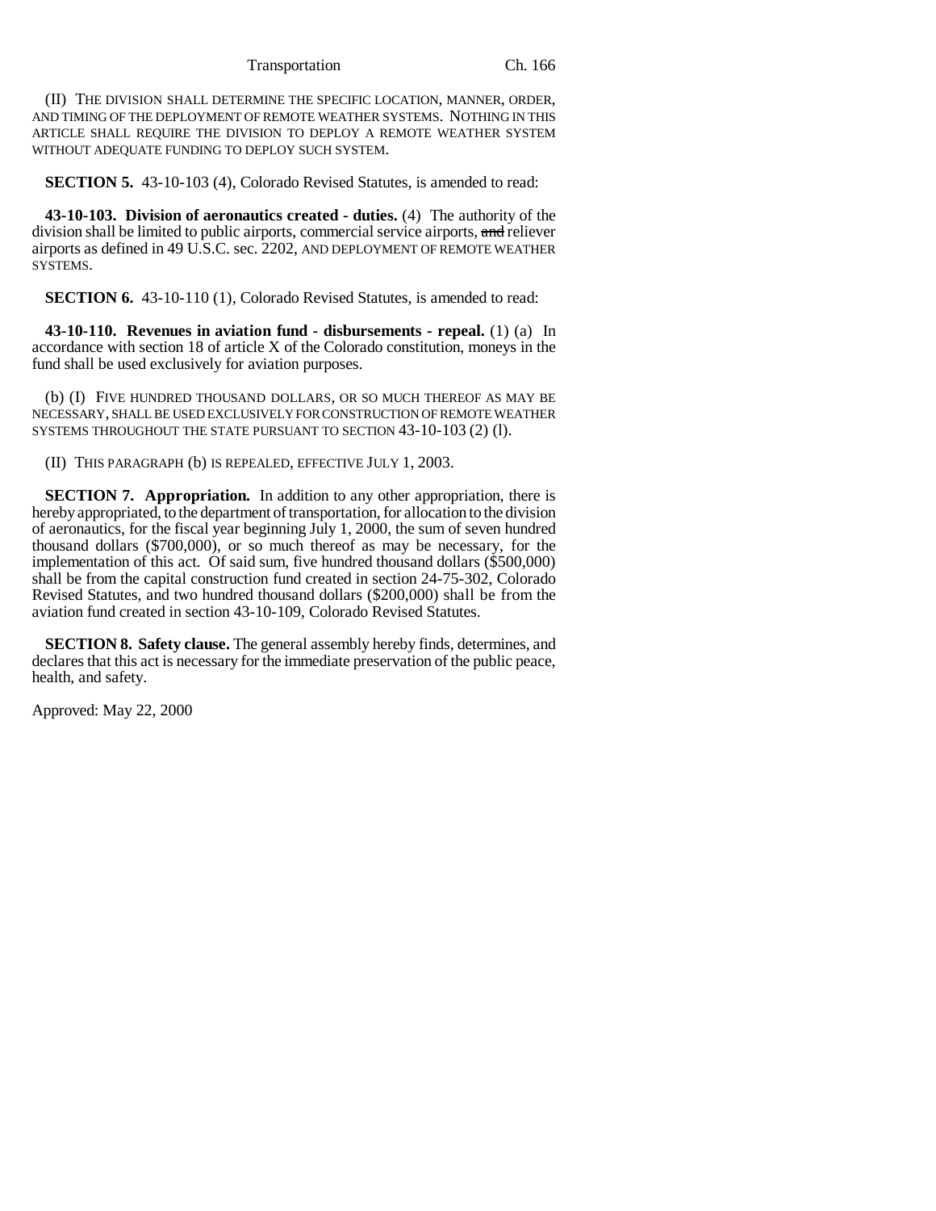(II) THE DIVISION SHALL DETERMINE THE SPECIFIC LOCATION, MANNER, ORDER, AND TIMING OF THE DEPLOYMENT OF REMOTE WEATHER SYSTEMS. NOTHING IN THIS ARTICLE SHALL REQUIRE THE DIVISION TO DEPLOY A REMOTE WEATHER SYSTEM WITHOUT ADEQUATE FUNDING TO DEPLOY SUCH SYSTEM.

**SECTION 5.** 43-10-103 (4), Colorado Revised Statutes, is amended to read:

**43-10-103. Division of aeronautics created - duties.** (4) The authority of the division shall be limited to public airports, commercial service airports, ~~and~~ reliever airports as defined in 49 U.S.C. sec. 2202, AND DEPLOYMENT OF REMOTE WEATHER SYSTEMS.

**SECTION 6.** 43-10-110 (1), Colorado Revised Statutes, is amended to read:

**43-10-110. Revenues in aviation fund - disbursements - repeal.** (1) (a) In accordance with section 18 of article X of the Colorado constitution, moneys in the fund shall be used exclusively for aviation purposes.

(b) (I) FIVE HUNDRED THOUSAND DOLLARS, OR SO MUCH THEREOF AS MAY BE NECESSARY, SHALL BE USED EXCLUSIVELY FOR CONSTRUCTION OF REMOTE WEATHER SYSTEMS THROUGHOUT THE STATE PURSUANT TO SECTION 43-10-103 (2) (l).

(II) THIS PARAGRAPH (b) IS REPEALED, EFFECTIVE JULY 1, 2003.

**SECTION 7. Appropriation.** In addition to any other appropriation, there is hereby appropriated, to the department of transportation, for allocation to the division of aeronautics, for the fiscal year beginning July 1, 2000, the sum of seven hundred thousand dollars ($700,000), or so much thereof as may be necessary, for the implementation of this act. Of said sum, five hundred thousand dollars ($500,000) shall be from the capital construction fund created in section 24-75-302, Colorado Revised Statutes, and two hundred thousand dollars ($200,000) shall be from the aviation fund created in section 43-10-109, Colorado Revised Statutes.

**SECTION 8. Safety clause.** The general assembly hereby finds, determines, and declares that this act is necessary for the immediate preservation of the public peace, health, and safety.

Approved: May 22, 2000